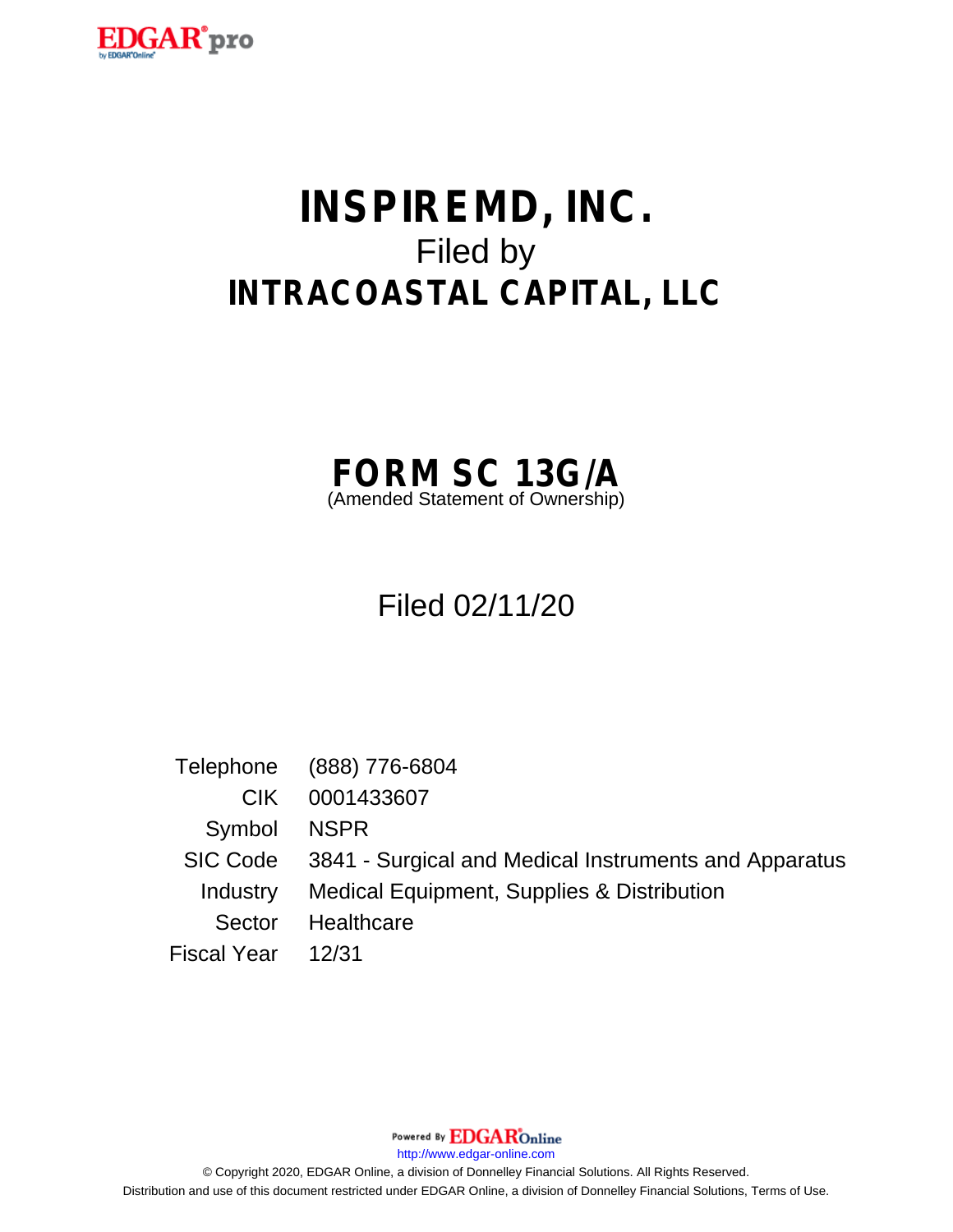# INSPIREMD, INC.

Filed by

## INTRACOASTAL CAPITAL, LLC

## FORM SC 13G/A

(Amended Statement of Ownership)

Filed 02/11/20

| | |
|---|---|
| Telephone | (888) 776-6804 |
| CIK | 0001433607 |
| Symbol | NSPR |
| SIC Code | 3841 - Surgical and Medical Instruments and Apparatus |
| Industry | Medical Equipment, Supplies & Distribution |
| Sector | Healthcare |
| Fiscal Year | 12/31 |

Powered By EDGAR Online

http://www.edgar-online.com

© Copyright 2020, EDGAR Online, a division of Donnelley Financial Solutions. All Rights Reserved.

Distribution and use of this document restricted under EDGAR Online, a division of Donnelley Financial Solutions, Terms of Use.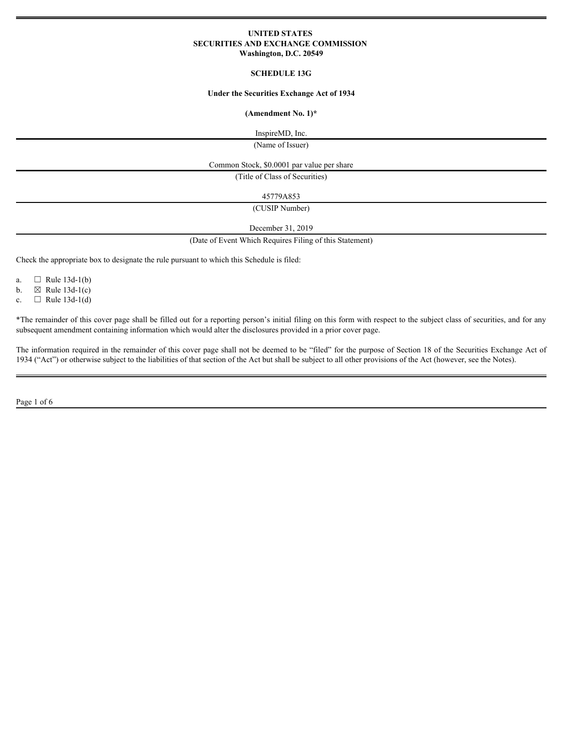**UNITED STATES**
**SECURITIES AND EXCHANGE COMMISSION**
**Washington, D.C. 20549**

**SCHEDULE 13G**

**Under the Securities Exchange Act of 1934**

**(Amendment No. 1)***

InspireMD, Inc.
(Name of Issuer)

Common Stock, $0.0001 par value per share
(Title of Class of Securities)

45779A853
(CUSIP Number)

December 31, 2019
(Date of Event Which Requires Filing of this Statement)

Check the appropriate box to designate the rule pursuant to which this Schedule is filed:

a. ☐ Rule 13d-1(b)
b. ☒ Rule 13d-1(c)
c. ☐ Rule 13d-1(d)

*The remainder of this cover page shall be filled out for a reporting person's initial filing on this form with respect to the subject class of securities, and for any subsequent amendment containing information which would alter the disclosures provided in a prior cover page.

The information required in the remainder of this cover page shall not be deemed to be "filed" for the purpose of Section 18 of the Securities Exchange Act of 1934 ("Act") or otherwise subject to the liabilities of that section of the Act but shall be subject to all other provisions of the Act (however, see the Notes).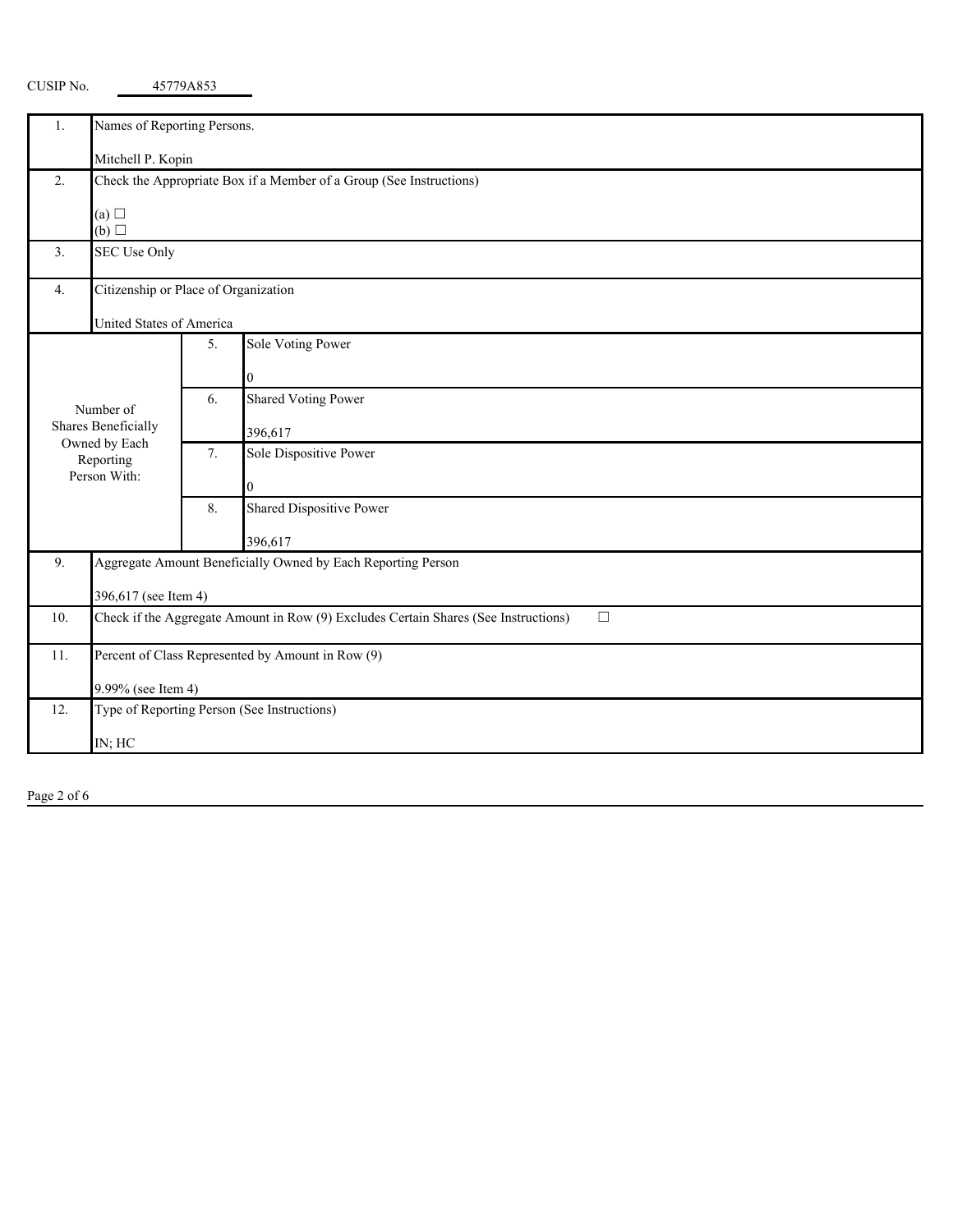CUSIP No. 45779A853

| | | | |
|---|---|---|---|
| 1. | Names of Reporting Persons.<br><br>Mitchell P. Kopin | | |
| 2. | Check the Appropriate Box if a Member of a Group (See Instructions)<br><br>(a) ☐<br>(b) ☐ | | |
| 3. | SEC Use Only | | |
| 4. | Citizenship or Place of Organization<br><br>United States of America | | |
| Number of Shares Beneficially Owned by Each Reporting Person With: | 5. | Sole Voting Power<br><br>0 | |
| | 6. | Shared Voting Power<br><br>396,617 | |
| | 7. | Sole Dispositive Power<br><br>0 | |
| | 8. | Shared Dispositive Power<br><br>396,617 | |
| 9. | Aggregate Amount Beneficially Owned by Each Reporting Person<br><br>396,617 (see Item 4) | | |
| 10. | Check if the Aggregate Amount in Row (9) Excludes Certain Shares (See Instructions) ☐ | | |
| 11. | Percent of Class Represented by Amount in Row (9)<br><br>9.99% (see Item 4) | | |
| 12. | Type of Reporting Person (See Instructions)<br><br>IN; HC | | |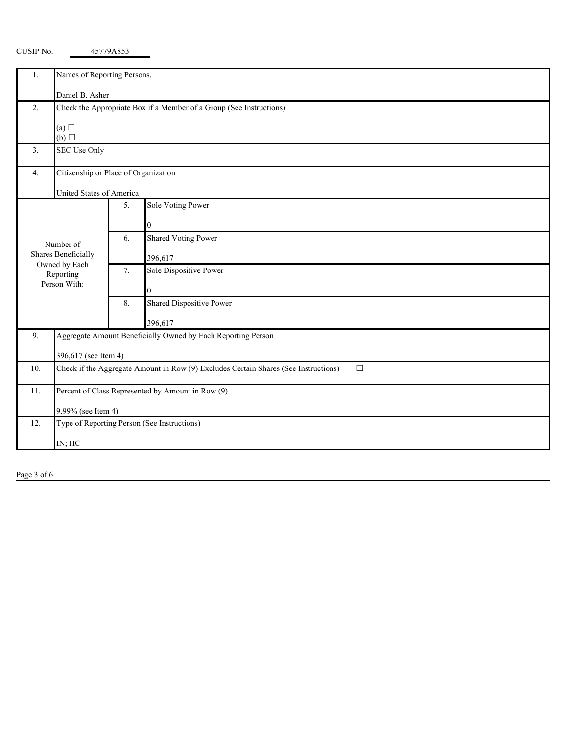CUSIP No. 45779A853

| 1. | Names of Reporting Persons.<br><br>Daniel B. Asher | | |
|---|---|---|---|
| 2. | Check the Appropriate Box if a Member of a Group (See Instructions)<br><br>(a) ☐<br>(b) ☐ | | |
| 3. | SEC Use Only | | |
| 4. | Citizenship or Place of Organization<br><br>United States of America | | |
| Number of Shares Beneficially Owned by Each Reporting Person With: | | 5. | Sole Voting Power<br><br>0 |
| | | 6. | Shared Voting Power<br><br>396,617 |
| | | 7. | Sole Dispositive Power<br><br>0 |
| | | 8. | Shared Dispositive Power<br><br>396,617 |
| 9. | Aggregate Amount Beneficially Owned by Each Reporting Person<br><br>396,617 (see Item 4) | | |
| 10. | Check if the Aggregate Amount in Row (9) Excludes Certain Shares (See Instructions) ☐ | | |
| 11. | Percent of Class Represented by Amount in Row (9)<br><br>9.99% (see Item 4) | | |
| 12. | Type of Reporting Person (See Instructions)<br><br>IN; HC | | |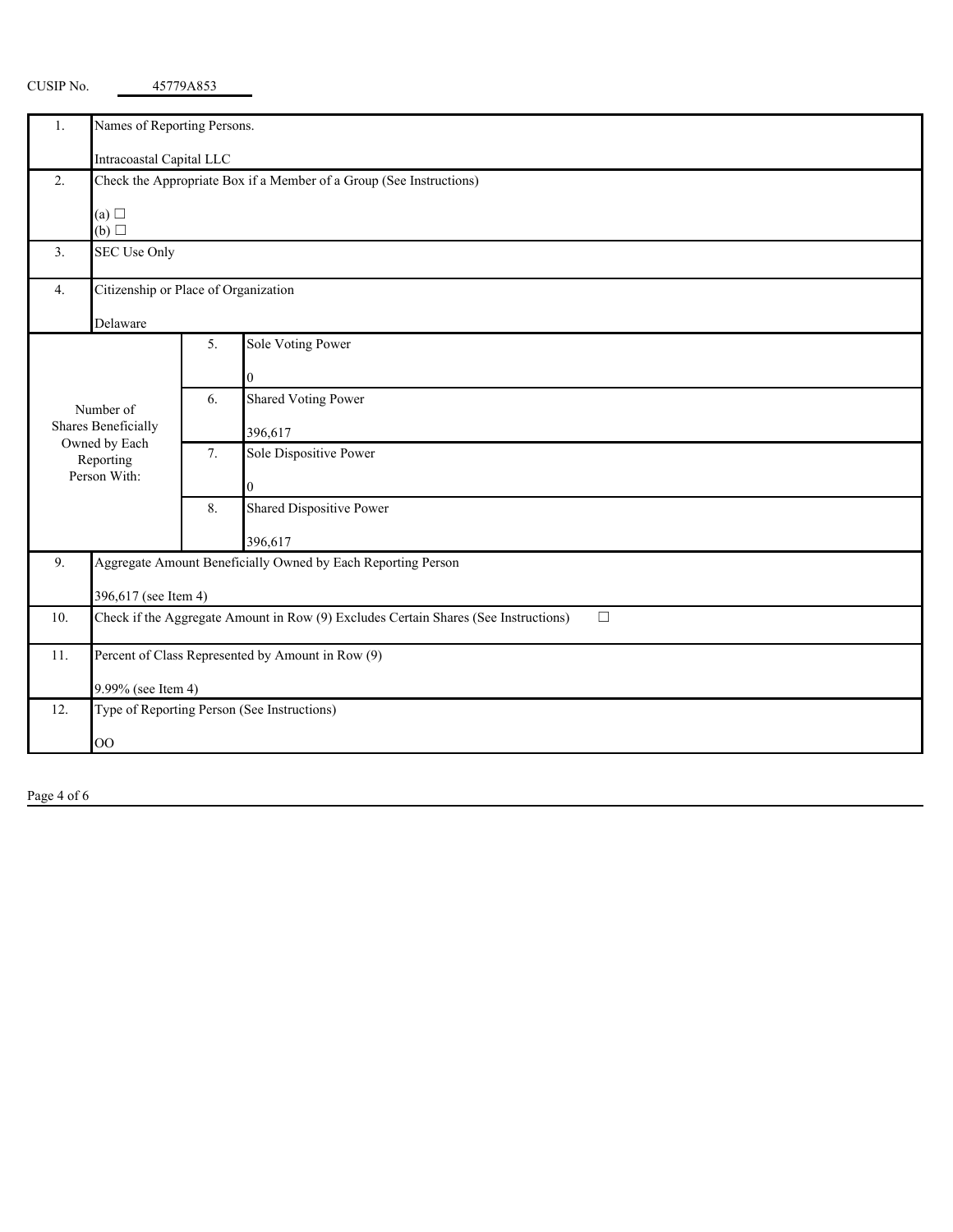CUSIP No. 45779A853

| | | | |
|---|---|---|---|
| 1. | Names of Reporting Persons.<br><br>Intracoastal Capital LLC | | |
| 2. | Check the Appropriate Box if a Member of a Group (See Instructions)<br><br>(a) ☐<br>(b) ☐ | | |
| 3. | SEC Use Only | | |
| 4. | Citizenship or Place of Organization<br><br>Delaware | | |
| Number of Shares Beneficially Owned by Each Reporting Person With: | 5. | Sole Voting Power<br><br>0 | |
| | 6. | Shared Voting Power<br><br>396,617 | |
| | 7. | Sole Dispositive Power<br><br>0 | |
| | 8. | Shared Dispositive Power<br><br>396,617 | |
| 9. | Aggregate Amount Beneficially Owned by Each Reporting Person<br><br>396,617 (see Item 4) | | |
| 10. | Check if the Aggregate Amount in Row (9) Excludes Certain Shares (See Instructions) ☐ | | |
| 11. | Percent of Class Represented by Amount in Row (9)<br><br>9.99% (see Item 4) | | |
| 12. | Type of Reporting Person (See Instructions)<br><br>OO | | |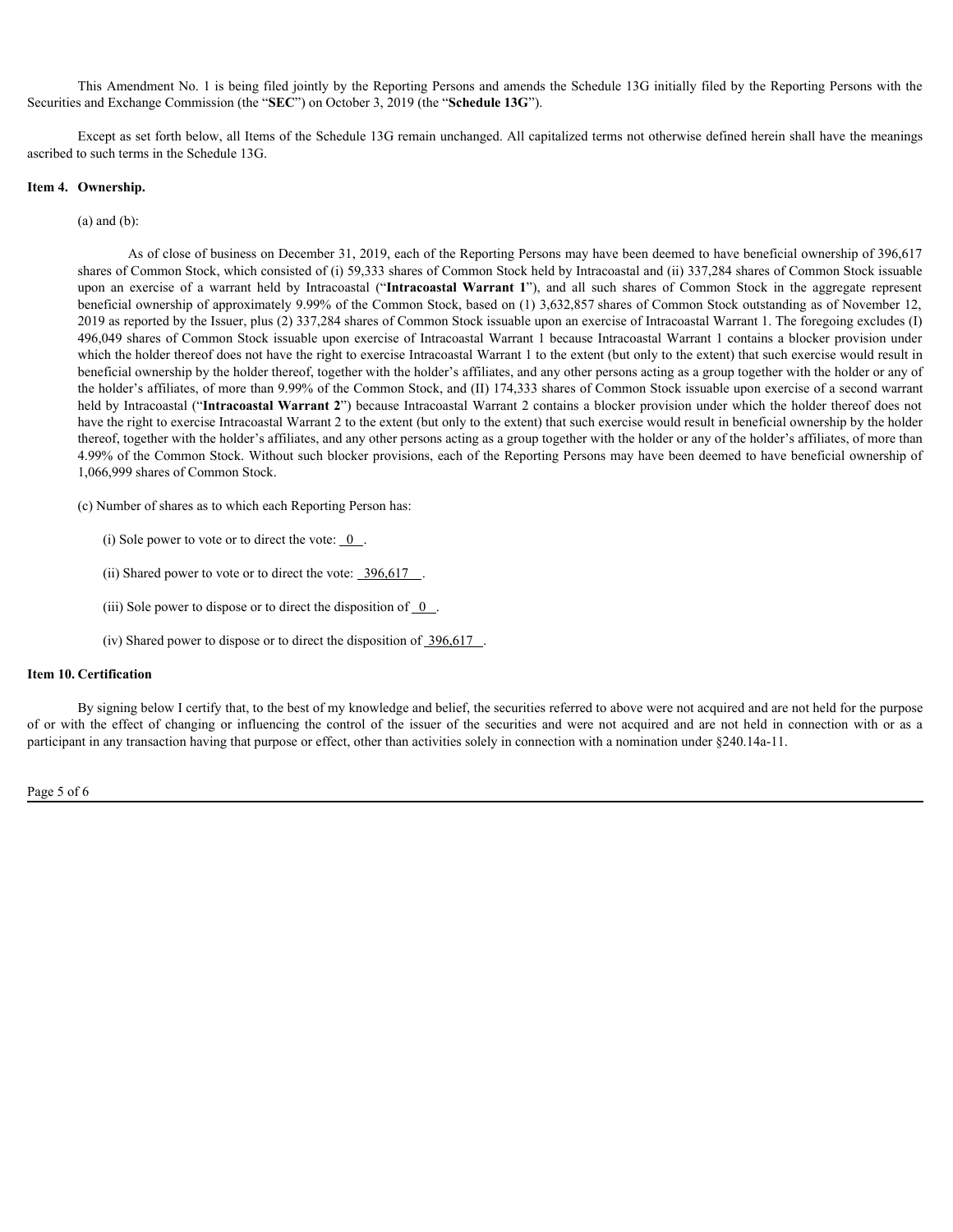This Amendment No. 1 is being filed jointly by the Reporting Persons and amends the Schedule 13G initially filed by the Reporting Persons with the Securities and Exchange Commission (the "**SEC**") on October 3, 2019 (the "**Schedule 13G**").

Except as set forth below, all Items of the Schedule 13G remain unchanged. All capitalized terms not otherwise defined herein shall have the meanings ascribed to such terms in the Schedule 13G.

**Item 4. Ownership.**

(a) and (b):

As of close of business on December 31, 2019, each of the Reporting Persons may have been deemed to have beneficial ownership of 396,617 shares of Common Stock, which consisted of (i) 59,333 shares of Common Stock held by Intracoastal and (ii) 337,284 shares of Common Stock issuable upon an exercise of a warrant held by Intracoastal ("**Intracoastal Warrant 1**"), and all such shares of Common Stock in the aggregate represent beneficial ownership of approximately 9.99% of the Common Stock, based on (1) 3,632,857 shares of Common Stock outstanding as of November 12, 2019 as reported by the Issuer, plus (2) 337,284 shares of Common Stock issuable upon an exercise of Intracoastal Warrant 1. The foregoing excludes (I) 496,049 shares of Common Stock issuable upon exercise of Intracoastal Warrant 1 because Intracoastal Warrant 1 contains a blocker provision under which the holder thereof does not have the right to exercise Intracoastal Warrant 1 to the extent (but only to the extent) that such exercise would result in beneficial ownership by the holder thereof, together with the holder's affiliates, and any other persons acting as a group together with the holder or any of the holder's affiliates, of more than 9.99% of the Common Stock, and (II) 174,333 shares of Common Stock issuable upon exercise of a second warrant held by Intracoastal ("**Intracoastal Warrant 2**") because Intracoastal Warrant 2 contains a blocker provision under which the holder thereof does not have the right to exercise Intracoastal Warrant 2 to the extent (but only to the extent) that such exercise would result in beneficial ownership by the holder thereof, together with the holder's affiliates, and any other persons acting as a group together with the holder or any of the holder's affiliates, of more than 4.99% of the Common Stock. Without such blocker provisions, each of the Reporting Persons may have been deemed to have beneficial ownership of 1,066,999 shares of Common Stock.

(c) Number of shares as to which each Reporting Person has:

(i) Sole power to vote or to direct the vote: 0.

(ii) Shared power to vote or to direct the vote: 396,617.

(iii) Sole power to dispose or to direct the disposition of 0.

(iv) Shared power to dispose or to direct the disposition of 396,617.

**Item 10. Certification**

By signing below I certify that, to the best of my knowledge and belief, the securities referred to above were not acquired and are not held for the purpose of or with the effect of changing or influencing the control of the issuer of the securities and were not acquired and are not held in connection with or as a participant in any transaction having that purpose or effect, other than activities solely in connection with a nomination under §240.14a-11.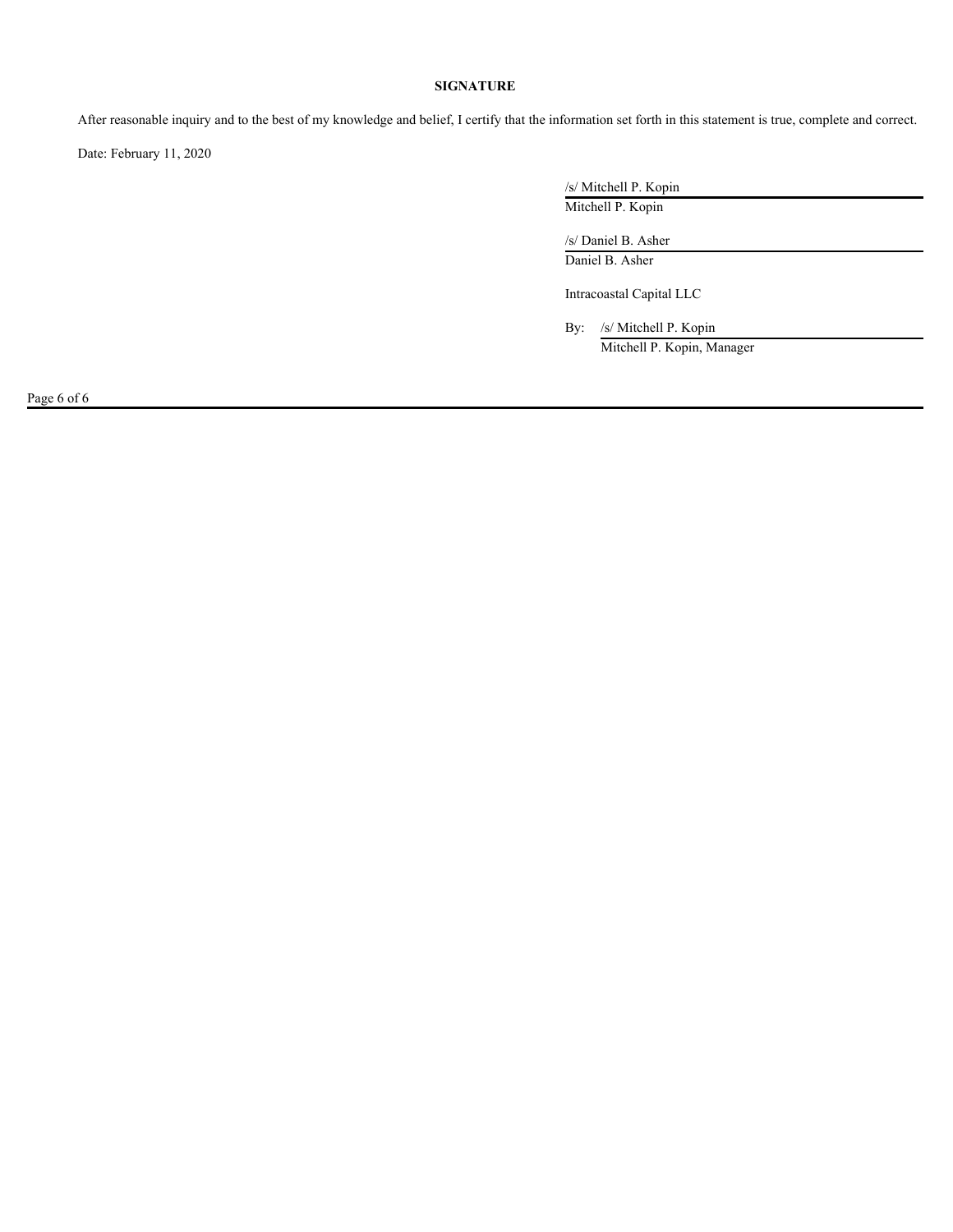**SIGNATURE**

After reasonable inquiry and to the best of my knowledge and belief, I certify that the information set forth in this statement is true, complete and correct.

Date: February 11, 2020

/s/ Mitchell P. Kopin
Mitchell P. Kopin

/s/ Daniel B. Asher
Daniel B. Asher

Intracoastal Capital LLC

By: /s/ Mitchell P. Kopin
Mitchell P. Kopin, Manager